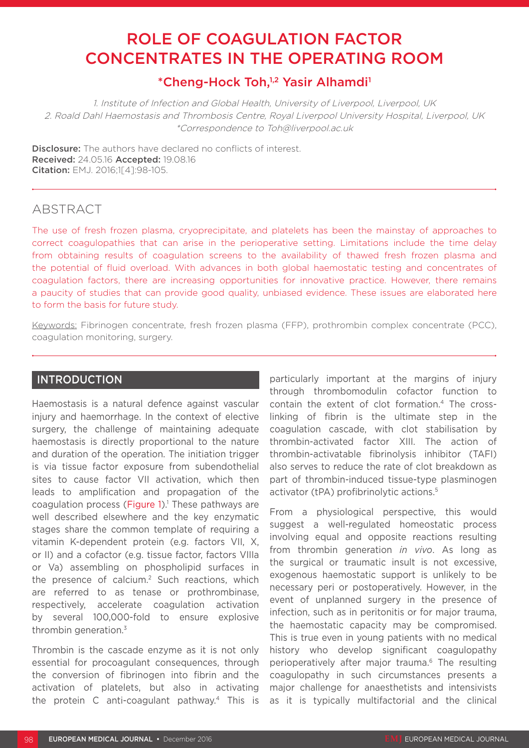# ROLE OF COAGULATION FACTOR CONCENTRATES IN THE OPERATING ROOM

## *Cheng-Hock Toh,[1,2] Yasir Alhamdi[1]

*1. Institute of Infection and Global Health, University of Liverpool, Liverpool, UK*
*2. Roald Dahl Haemostasis and Thrombosis Centre, Royal Liverpool University Hospital, Liverpool, UK*
*\*Correspondence to Toh@liverpool.ac.uk*

**Disclosure:** The authors have declared no conflicts of interest.
**Received:** 24.05.16 **Accepted:** 19.08.16
**Citation:** EMJ. 2016;1[4]:98-105.

## ABSTRACT

The use of fresh frozen plasma, cryoprecipitate, and platelets has been the mainstay of approaches to correct coagulopathies that can arise in the perioperative setting. Limitations include the time delay from obtaining results of coagulation screens to the availability of thawed fresh frozen plasma and the potential of fluid overload. With advances in both global haemostatic testing and concentrates of coagulation factors, there are increasing opportunities for innovative practice. However, there remains a paucity of studies that can provide good quality, unbiased evidence. These issues are elaborated here to form the basis for future study.

Keywords: Fibrinogen concentrate, fresh frozen plasma (FFP), prothrombin complex concentrate (PCC), coagulation monitoring, surgery.

## INTRODUCTION

Haemostasis is a natural defence against vascular injury and haemorrhage. In the context of elective surgery, the challenge of maintaining adequate haemostasis is directly proportional to the nature and duration of the operation. The initiation trigger is via tissue factor exposure from subendothelial sites to cause factor VII activation, which then leads to amplification and propagation of the coagulation process (Figure 1).[1] These pathways are well described elsewhere and the key enzymatic stages share the common template of requiring a vitamin K-dependent protein (e.g. factors VII, X, or II) and a cofactor (e.g. tissue factor, factors VIIIa or Va) assembling on phospholipid surfaces in the presence of calcium.[2] Such reactions, which are referred to as tenase or prothrombinase, respectively, accelerate coagulation activation by several 100,000-fold to ensure explosive thrombin generation.[3]

Thrombin is the cascade enzyme as it is not only essential for procoagulant consequences, through the conversion of fibrinogen into fibrin and the activation of platelets, but also in activating the protein C anti-coagulant pathway.[4] This is particularly important at the margins of injury through thrombomodulin cofactor function to contain the extent of clot formation.[4] The cross-linking of fibrin is the ultimate step in the coagulation cascade, with clot stabilisation by thrombin-activated factor XIII. The action of thrombin-activatable fibrinolysis inhibitor (TAFI) also serves to reduce the rate of clot breakdown as part of thrombin-induced tissue-type plasminogen activator (tPA) profibrinolytic actions.[5]

From a physiological perspective, this would suggest a well-regulated homeostatic process involving equal and opposite reactions resulting from thrombin generation *in vivo*. As long as the surgical or traumatic insult is not excessive, exogenous haemostatic support is unlikely to be necessary peri or postoperatively. However, in the event of unplanned surgery in the presence of infection, such as in peritonitis or for major trauma, the haemostatic capacity may be compromised. This is true even in young patients with no medical history who develop significant coagulopathy perioperatively after major trauma.[6] The resulting coagulopathy in such circumstances presents a major challenge for anaesthetists and intensivists as it is typically multifactorial and the clinical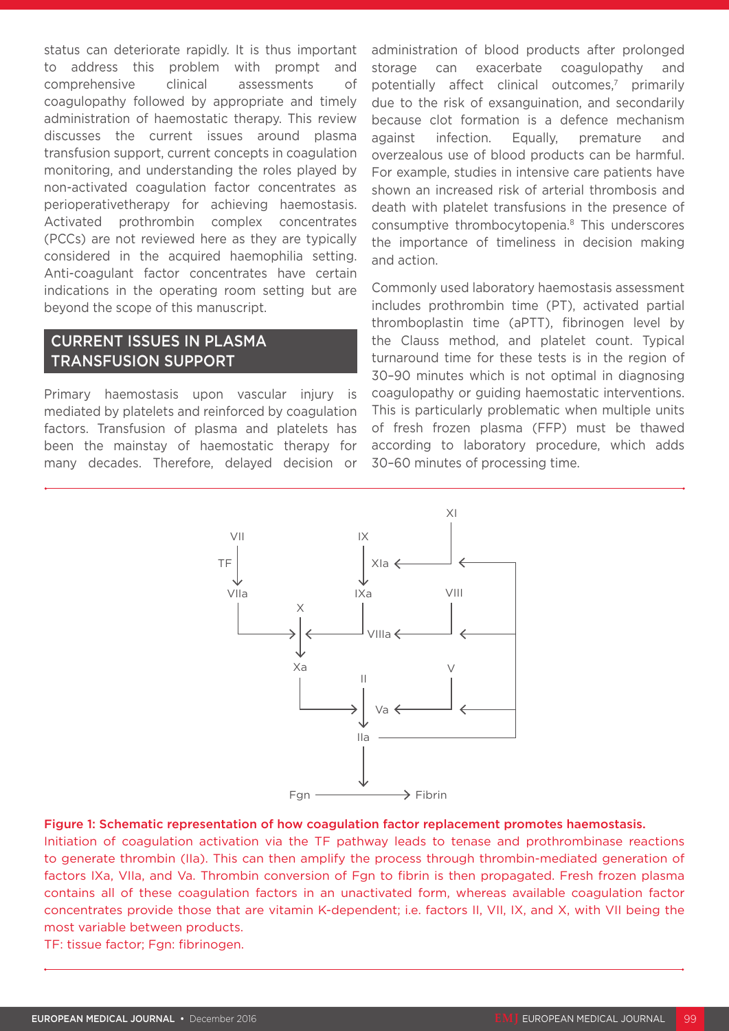status can deteriorate rapidly. It is thus important to address this problem with prompt and comprehensive clinical assessments of coagulopathy followed by appropriate and timely administration of haemostatic therapy. This review discusses the current issues around plasma transfusion support, current concepts in coagulation monitoring, and understanding the roles played by non-activated coagulation factor concentrates as perioperativetherapy for achieving haemostasis. Activated prothrombin complex concentrates (PCCs) are not reviewed here as they are typically considered in the acquired haemophilia setting. Anti-coagulant factor concentrates have certain indications in the operating room setting but are beyond the scope of this manuscript.

## CURRENT ISSUES IN PLASMA TRANSFUSION SUPPORT

Primary haemostasis upon vascular injury is mediated by platelets and reinforced by coagulation factors. Transfusion of plasma and platelets has been the mainstay of haemostatic therapy for many decades. Therefore, delayed decision or administration of blood products after prolonged storage can exacerbate coagulopathy and potentially affect clinical outcomes,[7] primarily due to the risk of exsanguination, and secondarily because clot formation is a defence mechanism against infection. Equally, premature and overzealous use of blood products can be harmful. For example, studies in intensive care patients have shown an increased risk of arterial thrombosis and death with platelet transfusions in the presence of consumptive thrombocytopenia.[8] This underscores the importance of timeliness in decision making and action.

Commonly used laboratory haemostasis assessment includes prothrombin time (PT), activated partial thromboplastin time (aPTT), fibrinogen level by the Clauss method, and platelet count. Typical turnaround time for these tests is in the region of 30–90 minutes which is not optimal in diagnosing coagulopathy or guiding haemostatic interventions. This is particularly problematic when multiple units of fresh frozen plasma (FFP) must be thawed according to laboratory procedure, which adds 30–60 minutes of processing time.

**Figure 1: Schematic representation of how coagulation factor replacement promotes haemostasis.**
Initiation of coagulation activation via the TF pathway leads to tenase and prothrombinase reactions to generate thrombin (IIa). This can then amplify the process through thrombin-mediated generation of factors IXa, VIIa, and Va. Thrombin conversion of Fgn to fibrin is then propagated. Fresh frozen plasma contains all of these coagulation factors in an unactivated form, whereas available coagulation factor concentrates provide those that are vitamin K-dependent; i.e. factors II, VII, IX, and X, with VII being the most variable between products.
TF: tissue factor; Fgn: fibrinogen.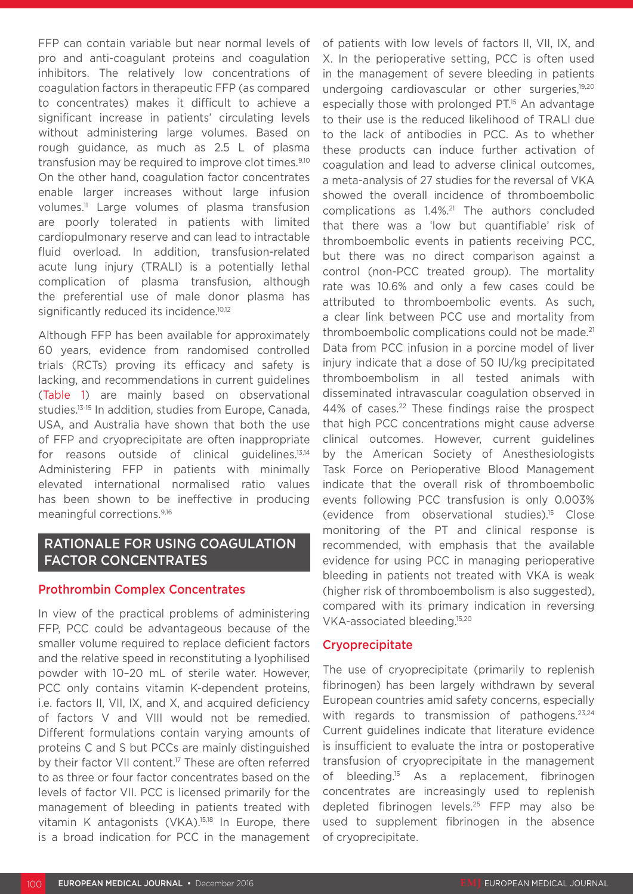FFP can contain variable but near normal levels of pro and anti-coagulant proteins and coagulation inhibitors. The relatively low concentrations of coagulation factors in therapeutic FFP (as compared to concentrates) makes it difficult to achieve a significant increase in patients' circulating levels without administering large volumes. Based on rough guidance, as much as 2.5 L of plasma transfusion may be required to improve clot times.[9,10] On the other hand, coagulation factor concentrates enable larger increases without large infusion volumes.[11] Large volumes of plasma transfusion are poorly tolerated in patients with limited cardiopulmonary reserve and can lead to intractable fluid overload. In addition, transfusion-related acute lung injury (TRALI) is a potentially lethal complication of plasma transfusion, although the preferential use of male donor plasma has significantly reduced its incidence.[10,12]

Although FFP has been available for approximately 60 years, evidence from randomised controlled trials (RCTs) proving its efficacy and safety is lacking, and recommendations in current guidelines (Table 1) are mainly based on observational studies.[13-15] In addition, studies from Europe, Canada, USA, and Australia have shown that both the use of FFP and cryoprecipitate are often inappropriate for reasons outside of clinical guidelines.[13,14] Administering FFP in patients with minimally elevated international normalised ratio values has been shown to be ineffective in producing meaningful corrections.[9,16]

## RATIONALE FOR USING COAGULATION FACTOR CONCENTRATES

### Prothrombin Complex Concentrates

In view of the practical problems of administering FFP, PCC could be advantageous because of the smaller volume required to replace deficient factors and the relative speed in reconstituting a lyophilised powder with 10–20 mL of sterile water. However, PCC only contains vitamin K-dependent proteins, i.e. factors II, VII, IX, and X, and acquired deficiency of factors V and VIII would not be remedied. Different formulations contain varying amounts of proteins C and S but PCCs are mainly distinguished by their factor VII content.[17] These are often referred to as three or four factor concentrates based on the levels of factor VII. PCC is licensed primarily for the management of bleeding in patients treated with vitamin K antagonists (VKA).[15,18] In Europe, there is a broad indication for PCC in the management of patients with low levels of factors II, VII, IX, and X. In the perioperative setting, PCC is often used in the management of severe bleeding in patients undergoing cardiovascular or other surgeries,[19,20] especially those with prolonged PT.[15] An advantage to their use is the reduced likelihood of TRALI due to the lack of antibodies in PCC. As to whether these products can induce further activation of coagulation and lead to adverse clinical outcomes, a meta-analysis of 27 studies for the reversal of VKA showed the overall incidence of thromboembolic complications as 1.4%.[21] The authors concluded that there was a 'low but quantifiable' risk of thromboembolic events in patients receiving PCC, but there was no direct comparison against a control (non-PCC treated group). The mortality rate was 10.6% and only a few cases could be attributed to thromboembolic events. As such, a clear link between PCC use and mortality from thromboembolic complications could not be made.[21] Data from PCC infusion in a porcine model of liver injury indicate that a dose of 50 IU/kg precipitated thromboembolism in all tested animals with disseminated intravascular coagulation observed in 44% of cases.[22] These findings raise the prospect that high PCC concentrations might cause adverse clinical outcomes. However, current guidelines by the American Society of Anesthesiologists Task Force on Perioperative Blood Management indicate that the overall risk of thromboembolic events following PCC transfusion is only 0.003% (evidence from observational studies).[15] Close monitoring of the PT and clinical response is recommended, with emphasis that the available evidence for using PCC in managing perioperative bleeding in patients not treated with VKA is weak (higher risk of thromboembolism is also suggested), compared with its primary indication in reversing VKA-associated bleeding.[15,20]

### Cryoprecipitate

The use of cryoprecipitate (primarily to replenish fibrinogen) has been largely withdrawn by several European countries amid safety concerns, especially with regards to transmission of pathogens.[23,24] Current guidelines indicate that literature evidence is insufficient to evaluate the intra or postoperative transfusion of cryoprecipitate in the management of bleeding.[15] As a replacement, fibrinogen concentrates are increasingly used to replenish depleted fibrinogen levels.[25] FFP may also be used to supplement fibrinogen in the absence of cryoprecipitate.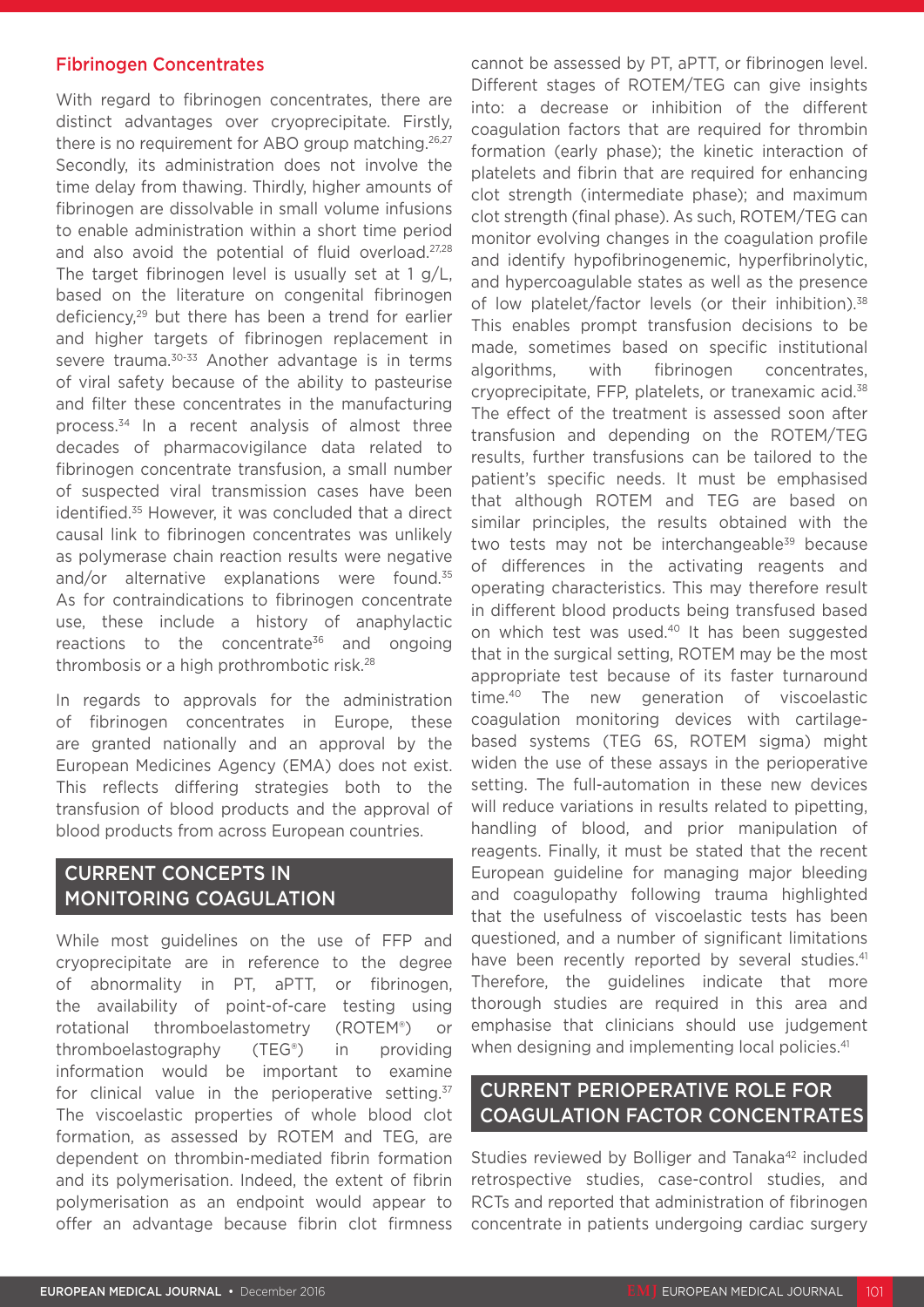### Fibrinogen Concentrates

With regard to fibrinogen concentrates, there are distinct advantages over cryoprecipitate. Firstly, there is no requirement for ABO group matching.[26,27] Secondly, its administration does not involve the time delay from thawing. Thirdly, higher amounts of fibrinogen are dissolvable in small volume infusions to enable administration within a short time period and also avoid the potential of fluid overload.[27,28] The target fibrinogen level is usually set at 1 g/L, based on the literature on congenital fibrinogen deficiency,[29] but there has been a trend for earlier and higher targets of fibrinogen replacement in severe trauma.[30-33] Another advantage is in terms of viral safety because of the ability to pasteurise and filter these concentrates in the manufacturing process.[34] In a recent analysis of almost three decades of pharmacovigilance data related to fibrinogen concentrate transfusion, a small number of suspected viral transmission cases have been identified.[35] However, it was concluded that a direct causal link to fibrinogen concentrates was unlikely as polymerase chain reaction results were negative and/or alternative explanations were found.[35] As for contraindications to fibrinogen concentrate use, these include a history of anaphylactic reactions to the concentrate[36] and ongoing thrombosis or a high prothrombotic risk.[28]

In regards to approvals for the administration of fibrinogen concentrates in Europe, these are granted nationally and an approval by the European Medicines Agency (EMA) does not exist. This reflects differing strategies both to the transfusion of blood products and the approval of blood products from across European countries.

## CURRENT CONCEPTS IN MONITORING COAGULATION

While most guidelines on the use of FFP and cryoprecipitate are in reference to the degree of abnormality in PT, aPTT, or fibrinogen, the availability of point-of-care testing using rotational thromboelastometry (ROTEM®) or thromboelastography (TEG®) in providing information would be important to examine for clinical value in the perioperative setting.[37] The viscoelastic properties of whole blood clot formation, as assessed by ROTEM and TEG, are dependent on thrombin-mediated fibrin formation and its polymerisation. Indeed, the extent of fibrin polymerisation as an endpoint would appear to offer an advantage because fibrin clot firmness cannot be assessed by PT, aPTT, or fibrinogen level. Different stages of ROTEM/TEG can give insights into: a decrease or inhibition of the different coagulation factors that are required for thrombin formation (early phase); the kinetic interaction of platelets and fibrin that are required for enhancing clot strength (intermediate phase); and maximum clot strength (final phase). As such, ROTEM/TEG can monitor evolving changes in the coagulation profile and identify hypofibrinogenemic, hyperfibrinolytic, and hypercoagulable states as well as the presence of low platelet/factor levels (or their inhibition).[38] This enables prompt transfusion decisions to be made, sometimes based on specific institutional algorithms, with fibrinogen concentrates, cryoprecipitate, FFP, platelets, or tranexamic acid.[38] The effect of the treatment is assessed soon after transfusion and depending on the ROTEM/TEG results, further transfusions can be tailored to the patient's specific needs. It must be emphasised that although ROTEM and TEG are based on similar principles, the results obtained with the two tests may not be interchangeable[39] because of differences in the activating reagents and operating characteristics. This may therefore result in different blood products being transfused based on which test was used.[40] It has been suggested that in the surgical setting, ROTEM may be the most appropriate test because of its faster turnaround time.[40] The new generation of viscoelastic coagulation monitoring devices with cartilage-based systems (TEG 6S, ROTEM sigma) might widen the use of these assays in the perioperative setting. The full-automation in these new devices will reduce variations in results related to pipetting, handling of blood, and prior manipulation of reagents. Finally, it must be stated that the recent European guideline for managing major bleeding and coagulopathy following trauma highlighted that the usefulness of viscoelastic tests has been questioned, and a number of significant limitations have been recently reported by several studies.[41] Therefore, the guidelines indicate that more thorough studies are required in this area and emphasise that clinicians should use judgement when designing and implementing local policies.[41]

## CURRENT PERIOPERATIVE ROLE FOR COAGULATION FACTOR CONCENTRATES

Studies reviewed by Bolliger and Tanaka[42] included retrospective studies, case-control studies, and RCTs and reported that administration of fibrinogen concentrate in patients undergoing cardiac surgery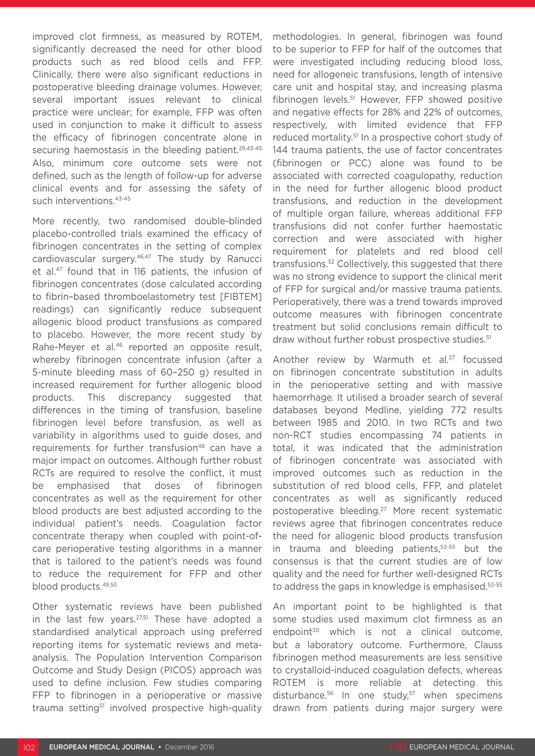improved clot firmness, as measured by ROTEM, significantly decreased the need for other blood products such as red blood cells and FFP. Clinically, there were also significant reductions in postoperative bleeding drainage volumes. However, several important issues relevant to clinical practice were unclear; for example, FFP was often used in conjunction to make it difficult to assess the efficacy of fibrinogen concentrate alone in securing haemostasis in the bleeding patient.[29,43-45] Also, minimum core outcome sets were not defined, such as the length of follow-up for adverse clinical events and for assessing the safety of such interventions.[43-45]

More recently, two randomised double-blinded placebo-controlled trials examined the efficacy of fibrinogen concentrates in the setting of complex cardiovascular surgery.[46,47] The study by Ranucci et al.[47] found that in 116 patients, the infusion of fibrinogen concentrates (dose calculated according to fibrin-based thromboelastometry test [FIBTEM] readings) can significantly reduce subsequent allogenic blood product transfusions as compared to placebo. However, the more recent study by Rahe-Meyer et al.[46] reported an opposite result, whereby fibrinogen concentrate infusion (after a 5-minute bleeding mass of 60–250 g) resulted in increased requirement for further allogenic blood products. This discrepancy suggested that differences in the timing of transfusion, baseline fibrinogen level before transfusion, as well as variability in algorithms used to guide doses, and requirements for further transfusion[48] can have a major impact on outcomes. Although further robust RCTs are required to resolve the conflict, it must be emphasised that doses of fibrinogen concentrates as well as the requirement for other blood products are best adjusted according to the individual patient's needs. Coagulation factor concentrate therapy when coupled with point-of-care perioperative testing algorithms in a manner that is tailored to the patient's needs was found to reduce the requirement for FFP and other blood products.[49,50]

Other systematic reviews have been published in the last few years.[27,51] These have adopted a standardised analytical approach using preferred reporting items for systematic reviews and meta-analysis. The Population Intervention Comparison Outcome and Study Design (PICOS) approach was used to define inclusion. Few studies comparing FFP to fibrinogen in a perioperative or massive trauma setting[51] involved prospective high-quality methodologies. In general, fibrinogen was found to be superior to FFP for half of the outcomes that were investigated including reducing blood loss, need for allogeneic transfusions, length of intensive care unit and hospital stay, and increasing plasma fibrinogen levels.[51] However, FFP showed positive and negative effects for 28% and 22% of outcomes, respectively, with limited evidence that FFP reduced mortality.[51] In a prospective cohort study of 144 trauma patients, the use of factor concentrates (fibrinogen or PCC) alone was found to be associated with corrected coagulopathy, reduction in the need for further allogenic blood product transfusions, and reduction in the development of multiple organ failure, whereas additional FFP transfusions did not confer further haemostatic correction and were associated with higher requirement for platelets and red blood cell transfusions.[52] Collectively, this suggested that there was no strong evidence to support the clinical merit of FFP for surgical and/or massive trauma patients. Perioperatively, there was a trend towards improved outcome measures with fibrinogen concentrate treatment but solid conclusions remain difficult to draw without further robust prospective studies.[51]

Another review by Warmuth et al.[27] focussed on fibrinogen concentrate substitution in adults in the perioperative setting and with massive haemorrhage. It utilised a broader search of several databases beyond Medline, yielding 772 results between 1985 and 2010. In two RCTs and two non-RCT studies encompassing 74 patients in total, it was indicated that the administration of fibrinogen concentrate was associated with improved outcomes such as reduction in the substitution of red blood cells, FFP, and platelet concentrates as well as significantly reduced postoperative bleeding.[27] More recent systematic reviews agree that fibrinogen concentrates reduce the need for allogenic blood products transfusion in trauma and bleeding patients,[53-55] but the consensus is that the current studies are of low quality and the need for further well-designed RCTs to address the gaps in knowledge is emphasised.[53-55]

An important point to be highlighted is that some studies used maximum clot firmness as an endpoint[30] which is not a clinical outcome, but a laboratory outcome. Furthermore, Clauss fibrinogen method measurements are less sensitive to crystalloid-induced coagulation defects, whereas ROTEM is more reliable at detecting this disturbance.[56] In one study,[57] when specimens drawn from patients during major surgery were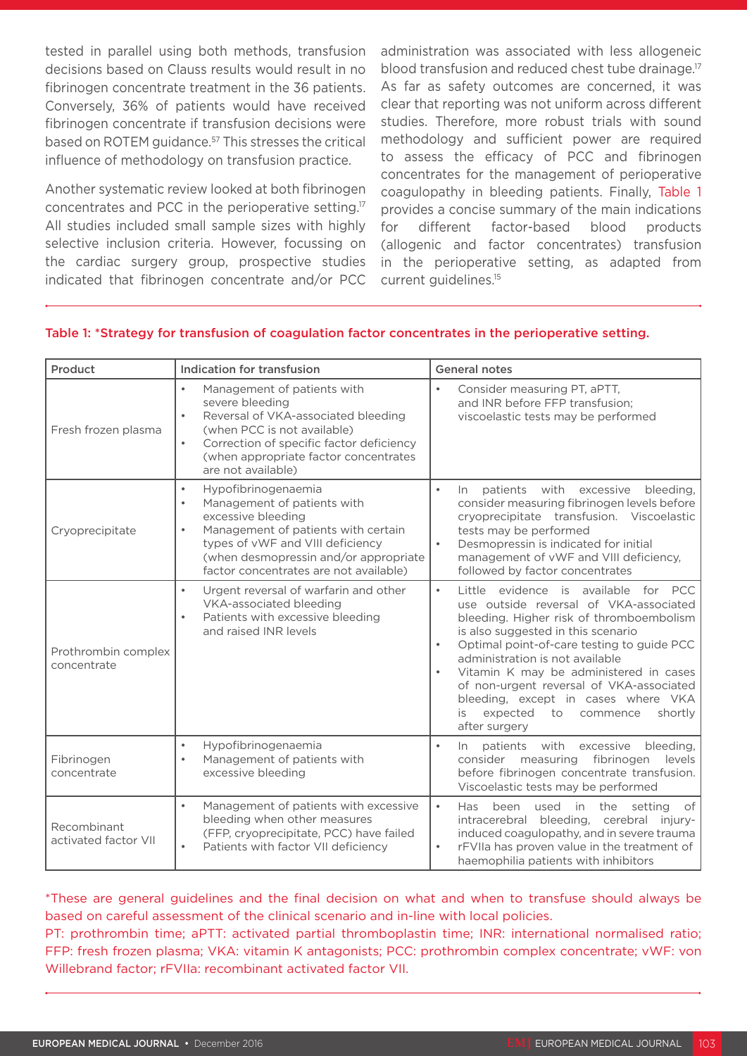tested in parallel using both methods, transfusion decisions based on Clauss results would result in no fibrinogen concentrate treatment in the 36 patients. Conversely, 36% of patients would have received fibrinogen concentrate if transfusion decisions were based on ROTEM guidance.[57] This stresses the critical influence of methodology on transfusion practice.

Another systematic review looked at both fibrinogen concentrates and PCC in the perioperative setting.[17] All studies included small sample sizes with highly selective inclusion criteria. However, focussing on the cardiac surgery group, prospective studies indicated that fibrinogen concentrate and/or PCC administration was associated with less allogeneic blood transfusion and reduced chest tube drainage.[17] As far as safety outcomes are concerned, it was clear that reporting was not uniform across different studies. Therefore, more robust trials with sound methodology and sufficient power are required to assess the efficacy of PCC and fibrinogen concentrates for the management of perioperative coagulopathy in bleeding patients. Finally, Table 1 provides a concise summary of the main indications for different factor-based blood products (allogenic and factor concentrates) transfusion in the perioperative setting, as adapted from current guidelines.[15]

Table 1: *Strategy for transfusion of coagulation factor concentrates in the perioperative setting.

| Product | Indication for transfusion | General notes |
|---|---|---|
| Fresh frozen plasma | • Management of patients with severe bleeding<br>• Reversal of VKA-associated bleeding (when PCC is not available)<br>• Correction of specific factor deficiency (when appropriate factor concentrates are not available) | • Consider measuring PT, aPTT, and INR before FFP transfusion; viscoelastic tests may be performed |
| Cryoprecipitate | • Hypofibrinogenaemia<br>• Management of patients with excessive bleeding<br>• Management of patients with certain types of vWF and VIII deficiency (when desmopressin and/or appropriate factor concentrates are not available) | • In patients with excessive bleeding, consider measuring fibrinogen levels before cryoprecipitate transfusion. Viscoelastic tests may be performed<br>• Desmopressin is indicated for initial management of vWF and VIII deficiency, followed by factor concentrates |
| Prothrombin complex concentrate | • Urgent reversal of warfarin and other VKA-associated bleeding<br>• Patients with excessive bleeding and raised INR levels | • Little evidence is available for PCC use outside reversal of VKA-associated bleeding. Higher risk of thromboembolism is also suggested in this scenario<br>• Optimal point-of-care testing to guide PCC administration is not available<br>• Vitamin K may be administered in cases of non-urgent reversal of VKA-associated bleeding, except in cases where VKA is expected to commence shortly after surgery |
| Fibrinogen concentrate | • Hypofibrinogenaemia<br>• Management of patients with excessive bleeding | • In patients with excessive bleeding, consider measuring fibrinogen levels before fibrinogen concentrate transfusion. Viscoelastic tests may be performed |
| Recombinant activated factor VII | • Management of patients with excessive bleeding when other measures (FFP, cryoprecipitate, PCC) have failed<br>• Patients with factor VII deficiency | • Has been used in the setting of intracerebral bleeding, cerebral injury-induced coagulopathy, and in severe trauma<br>• rFVIIa has proven value in the treatment of haemophilia patients with inhibitors |

*These are general guidelines and the final decision on what and when to transfuse should always be based on careful assessment of the clinical scenario and in-line with local policies.

PT: prothrombin time; aPTT: activated partial thromboplastin time; INR: international normalised ratio; FFP: fresh frozen plasma; VKA: vitamin K antagonists; PCC: prothrombin complex concentrate; vWF: von Willebrand factor; rFVIIa: recombinant activated factor VII.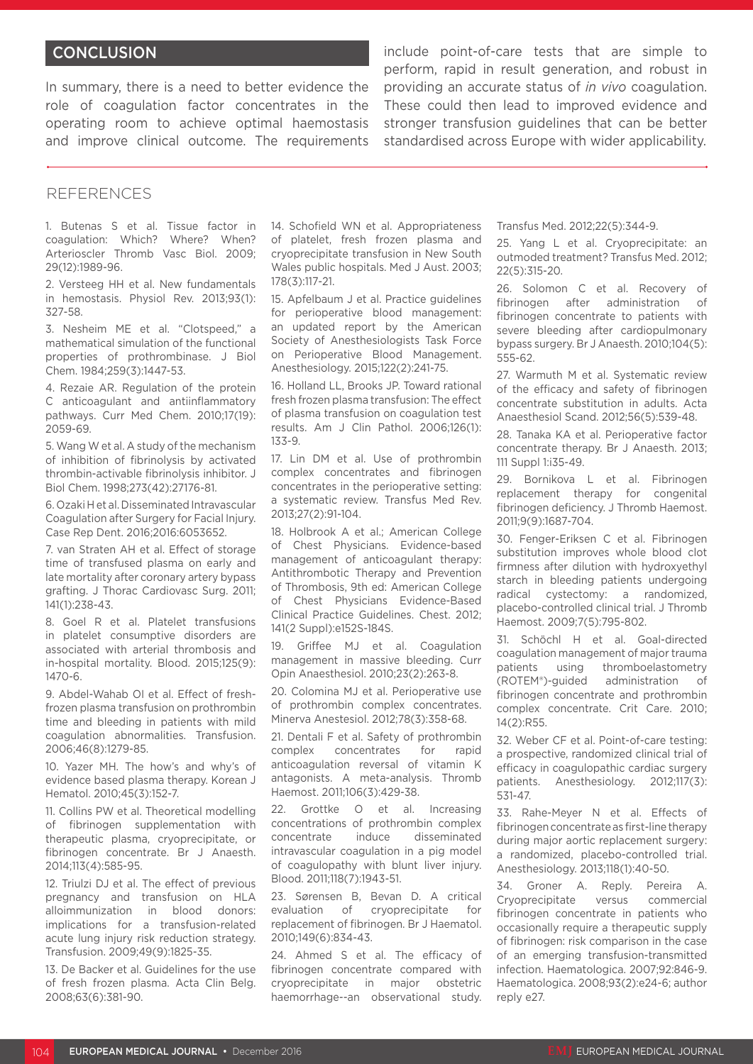## CONCLUSION

In summary, there is a need to better evidence the role of coagulation factor concentrates in the operating room to achieve optimal haemostasis and improve clinical outcome. The requirements include point-of-care tests that are simple to perform, rapid in result generation, and robust in providing an accurate status of *in vivo* coagulation. These could then lead to improved evidence and stronger transfusion guidelines that can be better standardised across Europe with wider applicability.

## REFERENCES

1. Butenas S et al. Tissue factor in coagulation: Which? Where? When? Arterioscler Thromb Vasc Biol. 2009;29(12):1989-96.

2. Versteeg HH et al. New fundamentals in hemostasis. Physiol Rev. 2013;93(1):327-58.

3. Nesheim ME et al. "Clotspeed," a mathematical simulation of the functional properties of prothrombinase. J Biol Chem. 1984;259(3):1447-53.

4. Rezaie AR. Regulation of the protein C anticoagulant and antiinflammatory pathways. Curr Med Chem. 2010;17(19):2059-69.

5. Wang W et al. A study of the mechanism of inhibition of fibrinolysis by activated thrombin-activable fibrinolysis inhibitor. J Biol Chem. 1998;273(42):27176-81.

6. Ozaki H et al. Disseminated Intravascular Coagulation after Surgery for Facial Injury. Case Rep Dent. 2016;2016:6053652.

7. van Straten AH et al. Effect of storage time of transfused plasma on early and late mortality after coronary artery bypass grafting. J Thorac Cardiovasc Surg. 2011;141(1):238-43.

8. Goel R et al. Platelet transfusions in platelet consumptive disorders are associated with arterial thrombosis and in-hospital mortality. Blood. 2015;125(9):1470-6.

9. Abdel-Wahab OI et al. Effect of fresh-frozen plasma transfusion on prothrombin time and bleeding in patients with mild coagulation abnormalities. Transfusion. 2006;46(8):1279-85.

10. Yazer MH. The how's and why's of evidence based plasma therapy. Korean J Hematol. 2010;45(3):152-7.

11. Collins PW et al. Theoretical modelling of fibrinogen supplementation with therapeutic plasma, cryoprecipitate, or fibrinogen concentrate. Br J Anaesth. 2014;113(4):585-95.

12. Triulzi DJ et al. The effect of previous pregnancy and transfusion on HLA alloimmunization in blood donors: implications for a transfusion-related acute lung injury risk reduction strategy. Transfusion. 2009;49(9):1825-35.

13. De Backer et al. Guidelines for the use of fresh frozen plasma. Acta Clin Belg. 2008;63(6):381-90.

14. Schofield WN et al. Appropriateness of platelet, fresh frozen plasma and cryoprecipitate transfusion in New South Wales public hospitals. Med J Aust. 2003;178(3):117-21.

15. Apfelbaum J et al. Practice guidelines for perioperative blood management: an updated report by the American Society of Anesthesiologists Task Force on Perioperative Blood Management. Anesthesiology. 2015;122(2):241-75.

16. Holland LL, Brooks JP. Toward rational fresh frozen plasma transfusion: The effect of plasma transfusion on coagulation test results. Am J Clin Pathol. 2006;126(1):133-9.

17. Lin DM et al. Use of prothrombin complex concentrates and fibrinogen concentrates in the perioperative setting: a systematic review. Transfus Med Rev. 2013;27(2):91-104.

18. Holbrook A et al.; American College of Chest Physicians. Evidence-based management of anticoagulant therapy: Antithrombotic Therapy and Prevention of Thrombosis, 9th ed: American College of Chest Physicians Evidence-Based Clinical Practice Guidelines. Chest. 2012;141(2 Suppl):e152S-184S.

19. Griffee MJ et al. Coagulation management in massive bleeding. Curr Opin Anaesthesiol. 2010;23(2):263-8.

20. Colomina MJ et al. Perioperative use of prothrombin complex concentrates. Minerva Anestesiol. 2012;78(3):358-68.

21. Dentali F et al. Safety of prothrombin complex concentrates for rapid anticoagulation reversal of vitamin K antagonists. A meta-analysis. Thromb Haemost. 2011;106(3):429-38.

22. Grottke O et al. Increasing concentrations of prothrombin complex concentrate induce disseminated intravascular coagulation in a pig model of coagulopathy with blunt liver injury. Blood. 2011;118(7):1943-51.

23. Sørensen B, Bevan D. A critical evaluation of cryoprecipitate for replacement of fibrinogen. Br J Haematol. 2010;149(6):834-43.

24. Ahmed S et al. The efficacy of fibrinogen concentrate compared with cryoprecipitate in major obstetric haemorrhage--an observational study. Transfus Med. 2012;22(5):344-9.

25. Yang L et al. Cryoprecipitate: an outmoded treatment? Transfus Med. 2012;22(5):315-20.

26. Solomon C et al. Recovery of fibrinogen after administration of fibrinogen concentrate to patients with severe bleeding after cardiopulmonary bypass surgery. Br J Anaesth. 2010;104(5):555-62.

27. Warmuth M et al. Systematic review of the efficacy and safety of fibrinogen concentrate substitution in adults. Acta Anaesthesiol Scand. 2012;56(5):539-48.

28. Tanaka KA et al. Perioperative factor concentrate therapy. Br J Anaesth. 2013;111 Suppl 1:i35-49.

29. Bornikova L et al. Fibrinogen replacement therapy for congenital fibrinogen deficiency. J Thromb Haemost. 2011;9(9):1687-704.

30. Fenger-Eriksen C et al. Fibrinogen substitution improves whole blood clot firmness after dilution with hydroxyethyl starch in bleeding patients undergoing radical cystectomy: a randomized, placebo-controlled clinical trial. J Thromb Haemost. 2009;7(5):795-802.

31. Schöchl H et al. Goal-directed coagulation management of major trauma patients using thromboelastometry (ROTEM®)-guided administration of fibrinogen concentrate and prothrombin complex concentrate. Crit Care. 2010;14(2):R55.

32. Weber CF et al. Point-of-care testing: a prospective, randomized clinical trial of efficacy in coagulopathic cardiac surgery patients. Anesthesiology. 2012;117(3):531-47.

33. Rahe-Meyer N et al. Effects of fibrinogen concentrate as first-line therapy during major aortic replacement surgery: a randomized, placebo-controlled trial. Anesthesiology. 2013;118(1):40-50.

34. Groner A. Reply. Pereira A. Cryoprecipitate versus commercial fibrinogen concentrate in patients who occasionally require a therapeutic supply of fibrinogen: risk comparison in the case of an emerging transfusion-transmitted infection. Haematologica. 2007;92:846-9. Haematologica. 2008;93(2):e24-6; author reply e27.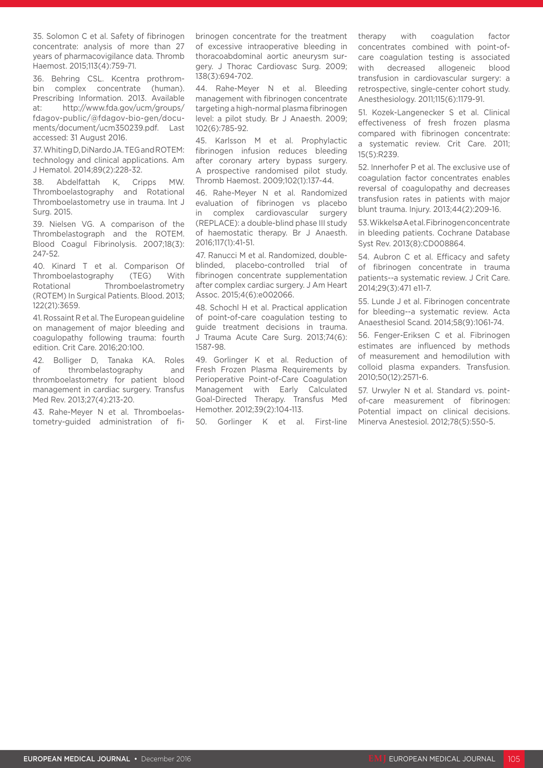35. Solomon C et al. Safety of fibrinogen concentrate: analysis of more than 27 years of pharmacovigilance data. Thromb Haemost. 2015;113(4):759-71.

36. Behring CSL. Kcentra prothrombin complex concentrate (human). Prescribing Information. 2013. Available at: http://www.fda.gov/ucm/groups/fdagov-public/@fdagov-bio-gen/documents/document/ucm350239.pdf. Last accessed: 31 August 2016.

37. Whiting D, DiNardo JA. TEG and ROTEM: technology and clinical applications. Am J Hematol. 2014;89(2):228-32.

38. Abdelfattah K, Cripps MW. Thromboelastography and Rotational Thromboelastometry use in trauma. Int J Surg. 2015.

39. Nielsen VG. A comparison of the Thrombelastograph and the ROTEM. Blood Coagul Fibrinolysis. 2007;18(3):247-52.

40. Kinard T et al. Comparison Of Thromboelastography (TEG) With Rotational Thromboelastrometry (ROTEM) In Surgical Patients. Blood. 2013;122(21):3659.

41. Rossaint R et al. The European guideline on management of major bleeding and coagulopathy following trauma: fourth edition. Crit Care. 2016;20:100.

42. Bolliger D, Tanaka KA. Roles of thrombelastography and thromboelastometry for patient blood management in cardiac surgery. Transfus Med Rev. 2013;27(4):213-20.

43. Rahe-Meyer N et al. Thromboelastometry-guided administration of fibrinogen concentrate for the treatment of excessive intraoperative bleeding in thoracoabdominal aortic aneurysm surgery. J Thorac Cardiovasc Surg. 2009;138(3):694-702.

44. Rahe-Meyer N et al. Bleeding management with fibrinogen concentrate targeting a high-normal plasma fibrinogen level: a pilot study. Br J Anaesth. 2009;102(6):785-92.

45. Karlsson M et al. Prophylactic fibrinogen infusion reduces bleeding after coronary artery bypass surgery. A prospective randomised pilot study. Thromb Haemost. 2009;102(1):137-44.

46. Rahe-Meyer N et al. Randomized evaluation of fibrinogen vs placebo in complex cardiovascular surgery (REPLACE): a double-blind phase III study of haemostatic therapy. Br J Anaesth. 2016;117(1):41-51.

47. Ranucci M et al. Randomized, double-blinded, placebo-controlled trial of fibrinogen concentrate supplementation after complex cardiac surgery. J Am Heart Assoc. 2015;4(6):e002066.

48. Schochl H et al. Practical application of point-of-care coagulation testing to guide treatment decisions in trauma. J Trauma Acute Care Surg. 2013;74(6):1587-98.

49. Gorlinger K et al. Reduction of Fresh Frozen Plasma Requirements by Perioperative Point-of-Care Coagulation Management with Early Calculated Goal-Directed Therapy. Transfus Med Hemother. 2012;39(2):104-113.

50. Gorlinger K et al. First-line therapy with coagulation factor concentrates combined with point-of-care coagulation testing is associated with decreased allogeneic blood transfusion in cardiovascular surgery: a retrospective, single-center cohort study. Anesthesiology. 2011;115(6):1179-91.

51. Kozek-Langenecker S et al. Clinical effectiveness of fresh frozen plasma compared with fibrinogen concentrate: a systematic review. Crit Care. 2011;15(5):R239.

52. Innerhofer P et al. The exclusive use of coagulation factor concentrates enables reversal of coagulopathy and decreases transfusion rates in patients with major blunt trauma. Injury. 2013;44(2):209-16.

53. Wikkelsø A et al. Fibrinogen concentrate in bleeding patients. Cochrane Database Syst Rev. 2013(8):CD008864.

54. Aubron C et al. Efficacy and safety of fibrinogen concentrate in trauma patients--a systematic review. J Crit Care. 2014;29(3):471 e11-7.

55. Lunde J et al. Fibrinogen concentrate for bleeding--a systematic review. Acta Anaesthesiol Scand. 2014;58(9):1061-74.

56. Fenger-Eriksen C et al. Fibrinogen estimates are influenced by methods of measurement and hemodilution with colloid plasma expanders. Transfusion. 2010;50(12):2571-6.

57. Urwyler N et al. Standard vs. point-of-care measurement of fibrinogen: Potential impact on clinical decisions. Minerva Anestesiol. 2012;78(5):550-5.